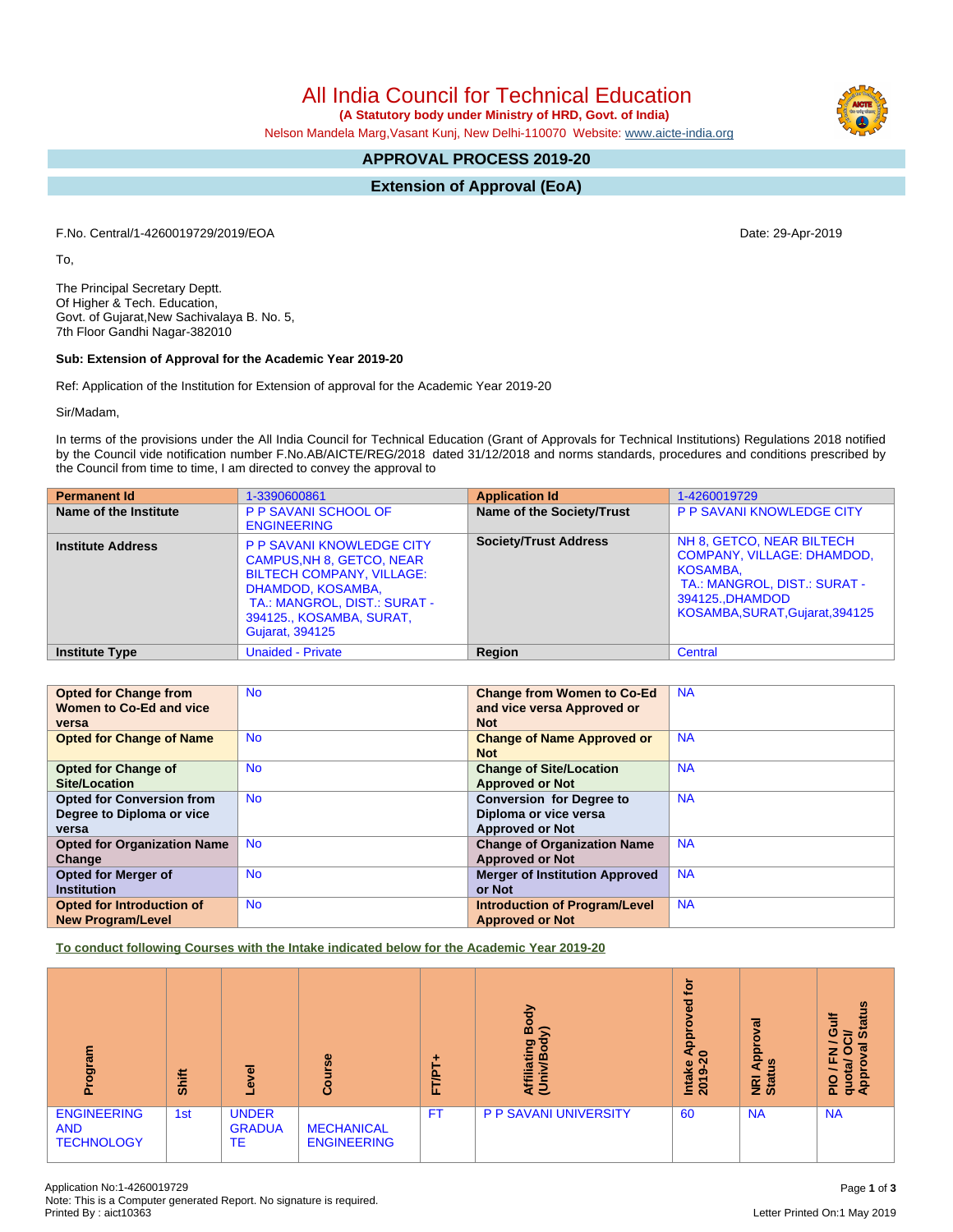# All India Council for Technical Education

**(A Statutory body under Ministry of HRD, Govt. of India)**

Nelson Mandela Marg,Vasant Kunj, New Delhi-110070 Website: www.aicte-india.org

## APPROVAL PROCESS 2019-20

## Extension of Approval (EoA)

F.No. Central/1-4260019729/2019/EOA

Date: 29-Apr-2019

To,

The Principal Secretary Deptt.
Of Higher & Tech. Education,
Govt. of Gujarat,New Sachivalaya B. No. 5,
7th Floor Gandhi Nagar-382010

**Sub: Extension of Approval for the Academic Year 2019-20**

Ref: Application of the Institution for Extension of approval for the Academic Year 2019-20

Sir/Madam,

In terms of the provisions under the All India Council for Technical Education (Grant of Approvals for Technical Institutions) Regulations 2018 notified by the Council vide notification number F.No.AB/AICTE/REG/2018 dated 31/12/2018 and norms standards, procedures and conditions prescribed by the Council from time to time, I am directed to convey the approval to

| **Permanent Id** | 1-3390600861 | **Application Id** | 1-4260019729 |
|---|---|---|---|
| **Name of the Institute** | P P SAVANI SCHOOL OF ENGINEERING | **Name of the Society/Trust** | P P SAVANI KNOWLEDGE CITY |
| **Institute Address** | P P SAVANI KNOWLEDGE CITY CAMPUS,NH 8, GETCO, NEAR BILTECH COMPANY, VILLAGE: DHAMDOD, KOSAMBA, TA.: MANGROL, DIST.: SURAT - 394125., KOSAMBA, SURAT, Gujarat, 394125 | **Society/Trust Address** | NH 8, GETCO, NEAR BILTECH COMPANY, VILLAGE: DHAMDOD, KOSAMBA, TA.: MANGROL, DIST.: SURAT - 394125.,DHAMDOD KOSAMBA,SURAT,Gujarat,394125 |
| **Institute Type** | Unaided - Private | **Region** | Central |

| **Opted for Change from Women to Co-Ed and vice versa** | No | **Change from Women to Co-Ed and vice versa Approved or Not** | NA |
|---|---|---|---|
| **Opted for Change of Name** | No | **Change of Name Approved or Not** | NA |
| **Opted for Change of Site/Location** | No | **Change of Site/Location Approved or Not** | NA |
| **Opted for Conversion from Degree to Diploma or vice versa** | No | **Conversion for Degree to Diploma or vice versa Approved or Not** | NA |
| **Opted for Organization Name Change** | No | **Change of Organization Name Approved or Not** | NA |
| **Opted for Merger of Institution** | No | **Merger of Institution Approved or Not** | NA |
| **Opted for Introduction of New Program/Level** | No | **Introduction of Program/Level Approved or Not** | NA |

**To conduct following Courses with the Intake indicated below for the Academic Year 2019-20**

| Program | Shift | Level | Course | FT/PT+ | Affiliating Body (Univ/Body) | Intake Approved for 2019-20 | NRI Approval Status | PIO / FN / Gulf quota/ OCI/ Approval Status |
|---|---|---|---|---|---|---|---|---|
| ENGINEERING AND TECHNOLOGY | 1st | UNDER GRADUATE | MECHANICAL ENGINEERING | FT | P P SAVANI UNIVERSITY | 60 | NA | NA |

Application No:1-4260019729
Note: This is a Computer generated Report. No signature is required.
Printed By : aict10363

Letter Printed On:1 May 2019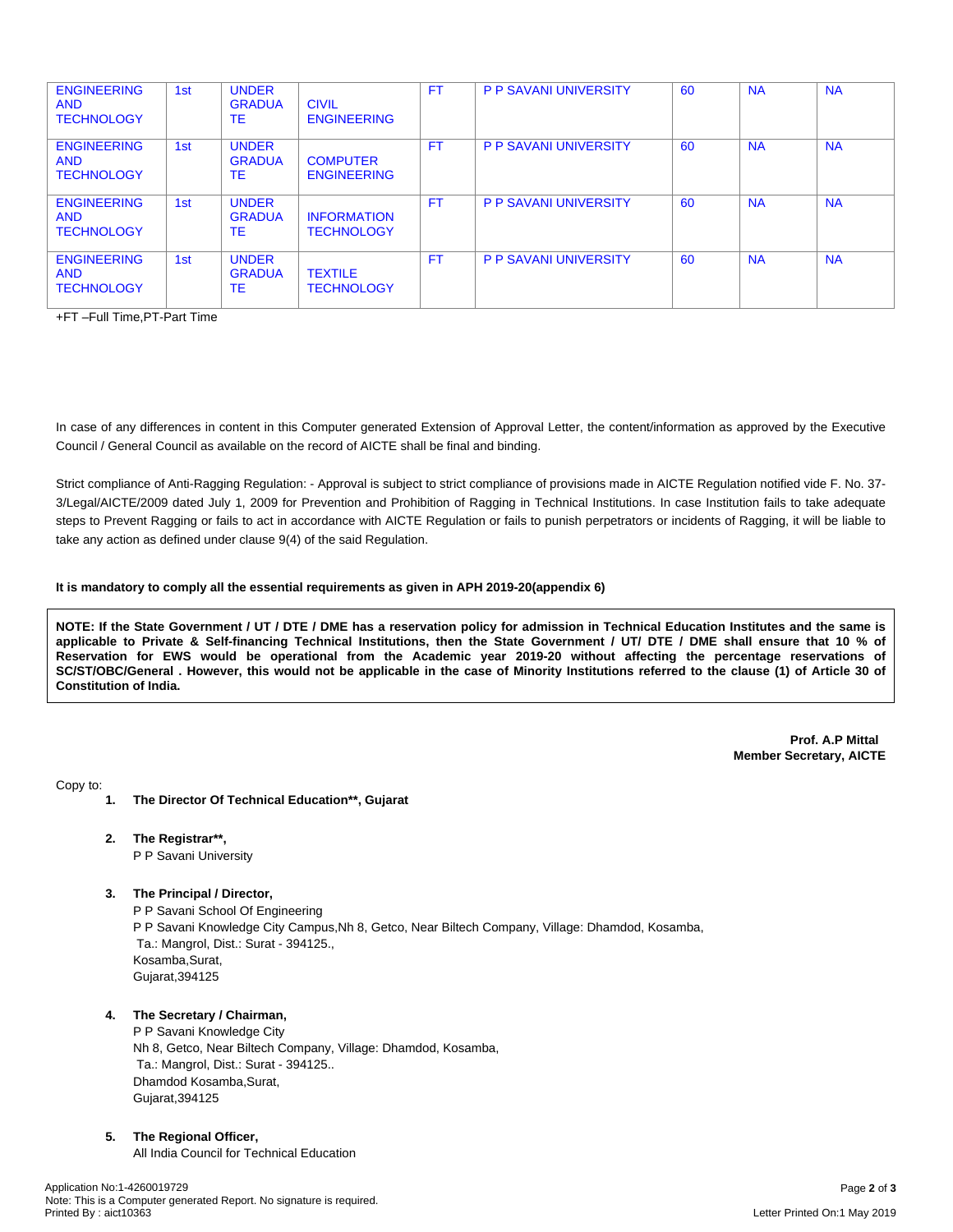| | | | | | | | | |
|---|---|---|---|---|---|---|---|---|
| ENGINEERING AND TECHNOLOGY | 1st | UNDER GRADUATE | CIVIL ENGINEERING | FT | P P SAVANI UNIVERSITY | 60 | NA | NA |
| ENGINEERING AND TECHNOLOGY | 1st | UNDER GRADUATE | COMPUTER ENGINEERING | FT | P P SAVANI UNIVERSITY | 60 | NA | NA |
| ENGINEERING AND TECHNOLOGY | 1st | UNDER GRADUATE | INFORMATION TECHNOLOGY | FT | P P SAVANI UNIVERSITY | 60 | NA | NA |
| ENGINEERING AND TECHNOLOGY | 1st | UNDER GRADUATE | TEXTILE TECHNOLOGY | FT | P P SAVANI UNIVERSITY | 60 | NA | NA |

+FT –Full Time,PT-Part Time

In case of any differences in content in this Computer generated Extension of Approval Letter, the content/information as approved by the Executive Council / General Council as available on the record of AICTE shall be final and binding.

Strict compliance of Anti-Ragging Regulation: - Approval is subject to strict compliance of provisions made in AICTE Regulation notified vide F. No. 37-3/Legal/AICTE/2009 dated July 1, 2009 for Prevention and Prohibition of Ragging in Technical Institutions. In case Institution fails to take adequate steps to Prevent Ragging or fails to act in accordance with AICTE Regulation or fails to punish perpetrators or incidents of Ragging, it will be liable to take any action as defined under clause 9(4) of the said Regulation.

**It is mandatory to comply all the essential requirements as given in APH 2019-20(appendix 6)**

**NOTE: If the State Government / UT / DTE / DME has a reservation policy for admission in Technical Education Institutes and the same is applicable to Private & Self-financing Technical Institutions, then the State Government / UT/ DTE / DME shall ensure that 10 % of Reservation for EWS would be operational from the Academic year 2019-20 without affecting the percentage reservations of SC/ST/OBC/General . However, this would not be applicable in the case of Minority Institutions referred to the clause (1) of Article 30 of Constitution of India.**

**Prof. A.P Mittal**
**Member Secretary, AICTE**

Copy to:

1. **The Director Of Technical Education\*\*, Gujarat**

2. **The Registrar\*\*,**
   P P Savani University

3. **The Principal / Director,**
   P P Savani School Of Engineering
   P P Savani Knowledge City Campus,Nh 8, Getco, Near Biltech Company, Village: Dhamdod, Kosamba,
   Ta.: Mangrol, Dist.: Surat - 394125.,
   Kosamba,Surat,
   Gujarat,394125

4. **The Secretary / Chairman,**
   P P Savani Knowledge City
   Nh 8, Getco, Near Biltech Company, Village: Dhamdod, Kosamba,
   Ta.: Mangrol, Dist.: Surat - 394125..
   Dhamdod Kosamba,Surat,
   Gujarat,394125

5. **The Regional Officer,**
   All India Council for Technical Education

Application No:1-4260019729
Note: This is a Computer generated Report. No signature is required.
Printed By : aict10363
Letter Printed On:1 May 2019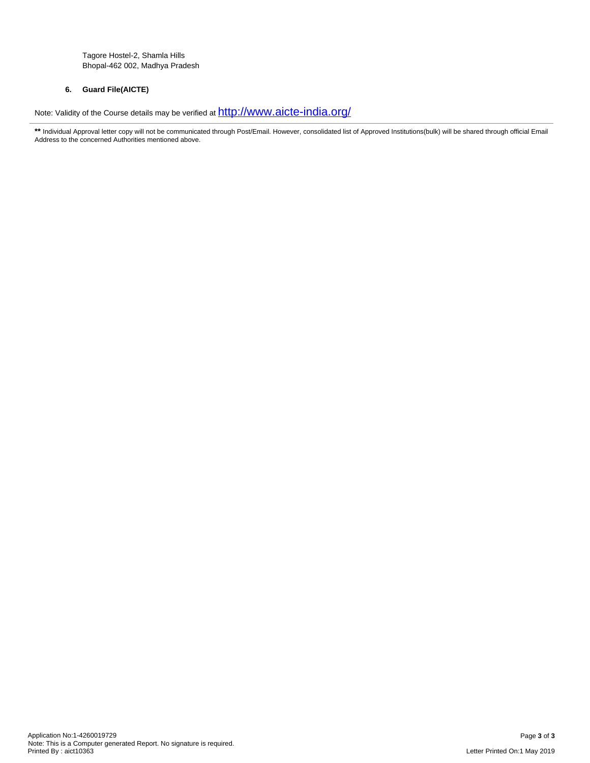Tagore Hostel-2, Shamla Hills
Bhopal-462 002, Madhya Pradesh

6. **Guard File(AICTE)**

Note: Validity of the Course details may be verified at http://www.aicte-india.org/

---

**\*\*** Individual Approval letter copy will not be communicated through Post/Email. However, consolidated list of Approved Institutions(bulk) will be shared through official Email Address to the concerned Authorities mentioned above.

Application No:1-4260019729
Note: This is a Computer generated Report. No signature is required.
Printed By : aict10363

Letter Printed On:1 May 2019